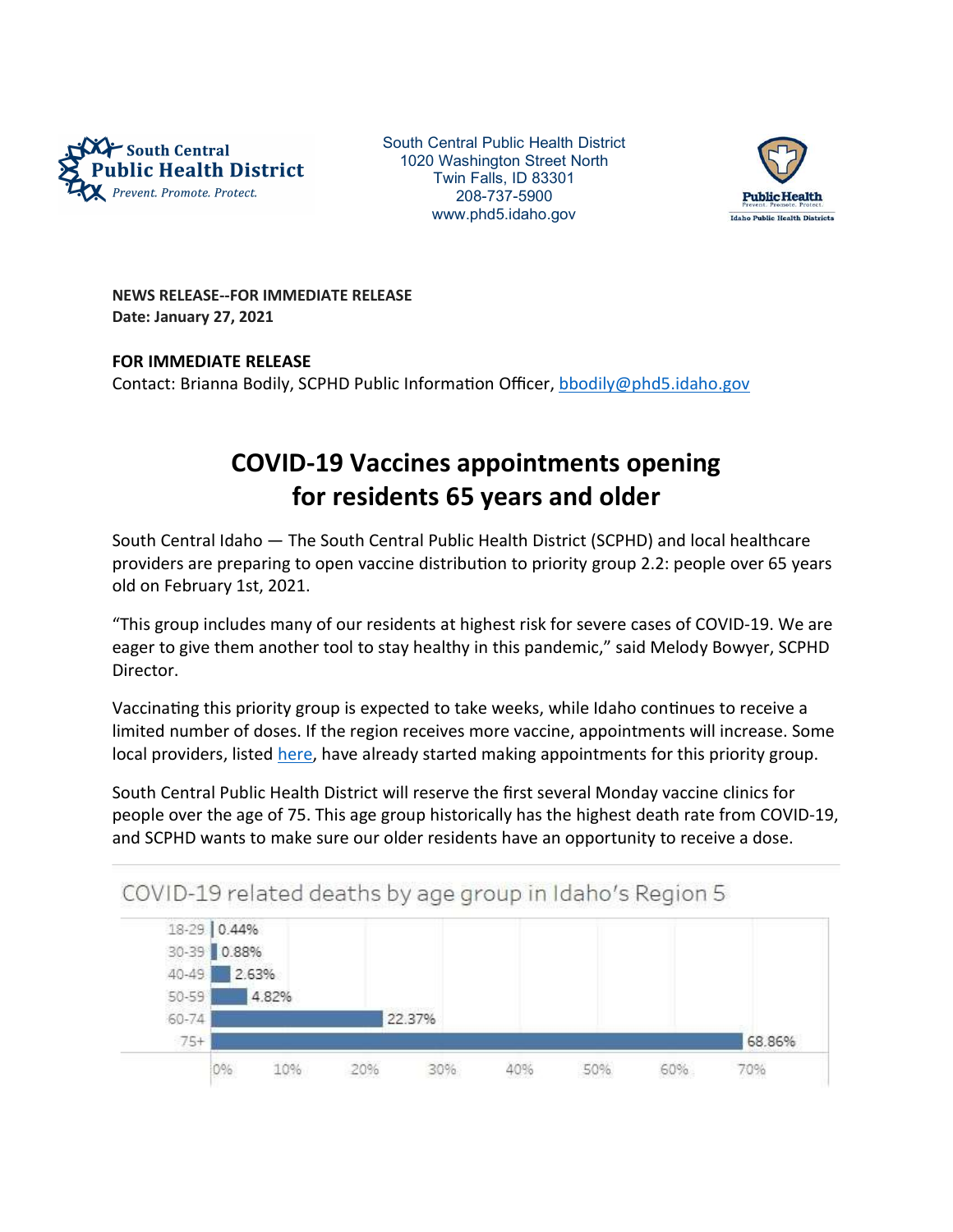South Central Public Health District
Prevent. Promote. Protect.

South Central Public Health District
1020 Washington Street North
Twin Falls, ID 83301
208-737-5900
www.phd5.idaho.gov

Public Health
Prevent. Promote. Protect.
Idaho Public Health Districts

**NEWS RELEASE--FOR IMMEDIATE RELEASE**
**Date: January 27, 2021**

**FOR IMMEDIATE RELEASE**
Contact: Brianna Bodily, SCPHD Public Information Officer, [bbodily@phd5.idaho.gov](mailto:bbodily@phd5.idaho.gov)

# COVID-19 Vaccines appointments opening for residents 65 years and older

South Central Idaho — The South Central Public Health District (SCPHD) and local healthcare providers are preparing to open vaccine distribution to priority group 2.2: people over 65 years old on February 1st, 2021.

"This group includes many of our residents at highest risk for severe cases of COVID-19. We are eager to give them another tool to stay healthy in this pandemic," said Melody Bowyer, SCPHD Director.

Vaccinating this priority group is expected to take weeks, while Idaho continues to receive a limited number of doses. If the region receives more vaccine, appointments will increase. Some local providers, listed here, have already started making appointments for this priority group.

South Central Public Health District will reserve the first several Monday vaccine clinics for people over the age of 75. This age group historically has the highest death rate from COVID-19, and SCPHD wants to make sure our older residents have an opportunity to receive a dose.

COVID-19 related deaths by age group in Idaho's Region 5

| Age group | Percent of deaths |
|---|---|
| 18-29 | 0.44% |
| 30-39 | 0.88% |
| 40-49 | 2.63% |
| 50-59 | 4.82% |
| 60-74 | 22.37% |
| 75+ | 68.86% |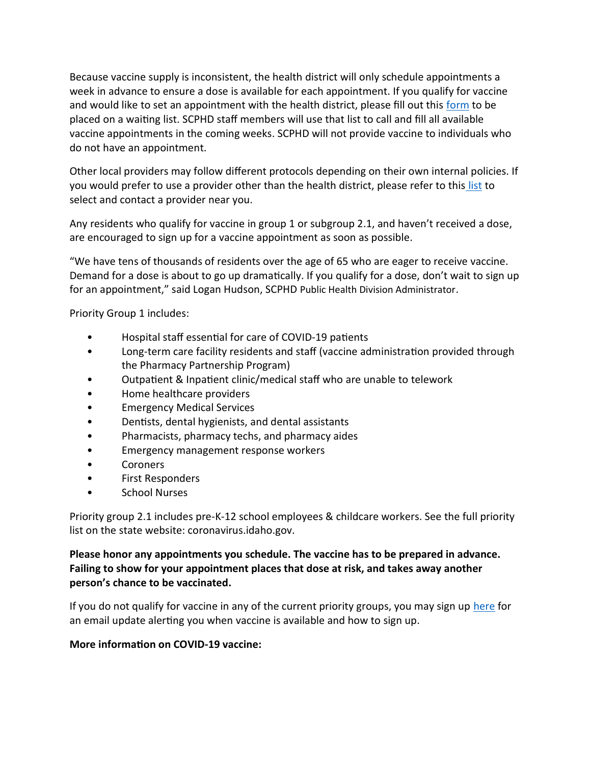Because vaccine supply is inconsistent, the health district will only schedule appointments a week in advance to ensure a dose is available for each appointment. If you qualify for vaccine and would like to set an appointment with the health district, please fill out this form to be placed on a waiting list. SCPHD staff members will use that list to call and fill all available vaccine appointments in the coming weeks. SCPHD will not provide vaccine to individuals who do not have an appointment.

Other local providers may follow different protocols depending on their own internal policies. If you would prefer to use a provider other than the health district, please refer to this list to select and contact a provider near you.

Any residents who qualify for vaccine in group 1 or subgroup 2.1, and haven't received a dose, are encouraged to sign up for a vaccine appointment as soon as possible.

"We have tens of thousands of residents over the age of 65 who are eager to receive vaccine. Demand for a dose is about to go up dramatically. If you qualify for a dose, don't wait to sign up for an appointment," said Logan Hudson, SCPHD Public Health Division Administrator.

Priority Group 1 includes:

- Hospital staff essential for care of COVID-19 patients
- Long-term care facility residents and staff (vaccine administration provided through the Pharmacy Partnership Program)
- Outpatient & Inpatient clinic/medical staff who are unable to telework
- Home healthcare providers
- Emergency Medical Services
- Dentists, dental hygienists, and dental assistants
- Pharmacists, pharmacy techs, and pharmacy aides
- Emergency management response workers
- Coroners
- First Responders
- School Nurses

Priority group 2.1 includes pre-K-12 school employees & childcare workers. See the full priority list on the state website: coronavirus.idaho.gov.

**Please honor any appointments you schedule. The vaccine has to be prepared in advance. Failing to show for your appointment places that dose at risk, and takes away another person's chance to be vaccinated.**

If you do not qualify for vaccine in any of the current priority groups, you may sign up here for an email update alerting you when vaccine is available and how to sign up.

**More information on COVID-19 vaccine:**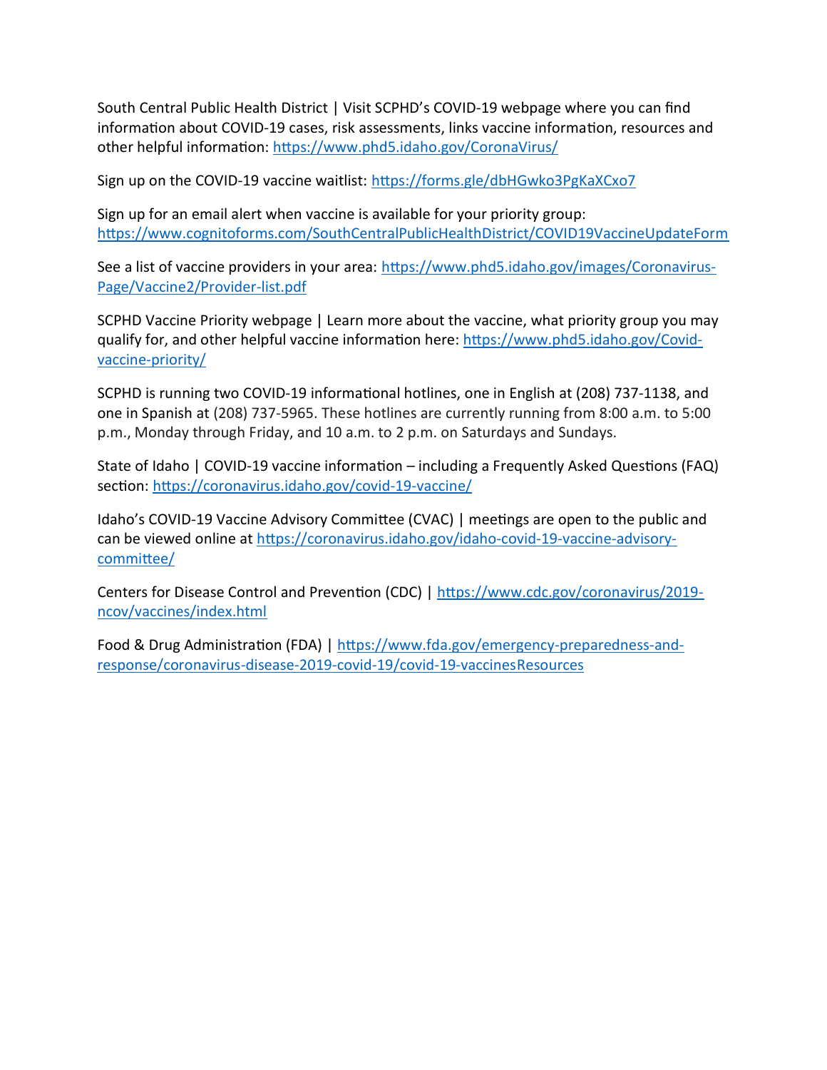South Central Public Health District | Visit SCPHD's COVID-19 webpage where you can find information about COVID-19 cases, risk assessments, links vaccine information, resources and other helpful information: https://www.phd5.idaho.gov/CoronaVirus/

Sign up on the COVID-19 vaccine waitlist: https://forms.gle/dbHGwko3PgKaXCxo7

Sign up for an email alert when vaccine is available for your priority group: https://www.cognitoforms.com/SouthCentralPublicHealthDistrict/COVID19VaccineUpdateForm

See a list of vaccine providers in your area: https://www.phd5.idaho.gov/images/Coronavirus-Page/Vaccine2/Provider-list.pdf

SCPHD Vaccine Priority webpage | Learn more about the vaccine, what priority group you may qualify for, and other helpful vaccine information here: https://www.phd5.idaho.gov/Covid-vaccine-priority/

SCPHD is running two COVID-19 informational hotlines, one in English at (208) 737-1138, and one in Spanish at (208) 737-5965. These hotlines are currently running from 8:00 a.m. to 5:00 p.m., Monday through Friday, and 10 a.m. to 2 p.m. on Saturdays and Sundays.

State of Idaho | COVID-19 vaccine information – including a Frequently Asked Questions (FAQ) section: https://coronavirus.idaho.gov/covid-19-vaccine/

Idaho's COVID-19 Vaccine Advisory Committee (CVAC) | meetings are open to the public and can be viewed online at https://coronavirus.idaho.gov/idaho-covid-19-vaccine-advisory-committee/

Centers for Disease Control and Prevention (CDC) | https://www.cdc.gov/coronavirus/2019-ncov/vaccines/index.html

Food & Drug Administration (FDA) | https://www.fda.gov/emergency-preparedness-and-response/coronavirus-disease-2019-covid-19/covid-19-vaccinesResources